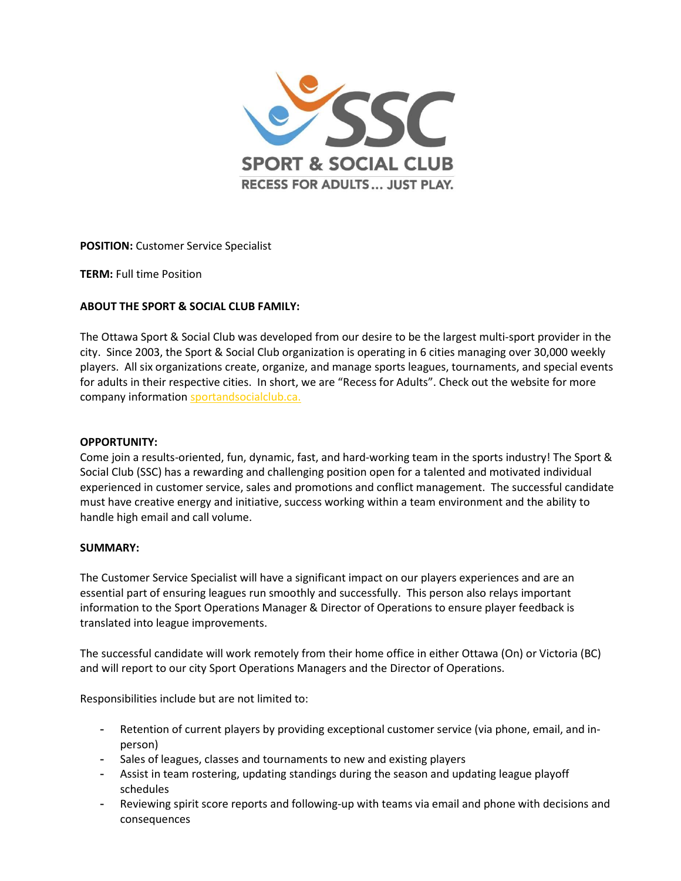**POSITION:** Customer Service Specialist

**TERM:** Full time Position

**ABOUT THE SPORT & SOCIAL CLUB FAMILY:**

The Ottawa Sport & Social Club was developed from our desire to be the largest multi-sport provider in the city. Since 2003, the Sport & Social Club organization is operating in 6 cities managing over 30,000 weekly players. All six organizations create, organize, and manage sports leagues, tournaments, and special events for adults in their respective cities. In short, we are "Recess for Adults". Check out the website for more company information sportandsocialclub.ca.

**OPPORTUNITY:**

Come join a results-oriented, fun, dynamic, fast, and hard-working team in the sports industry! The Sport & Social Club (SSC) has a rewarding and challenging position open for a talented and motivated individual experienced in customer service, sales and promotions and conflict management. The successful candidate must have creative energy and initiative, success working within a team environment and the ability to handle high email and call volume.

**SUMMARY:**

The Customer Service Specialist will have a significant impact on our players experiences and are an essential part of ensuring leagues run smoothly and successfully. This person also relays important information to the Sport Operations Manager & Director of Operations to ensure player feedback is translated into league improvements.

The successful candidate will work remotely from their home office in either Ottawa (On) or Victoria (BC) and will report to our city Sport Operations Managers and the Director of Operations.

Responsibilities include but are not limited to:

- Retention of current players by providing exceptional customer service (via phone, email, and in-person)
- Sales of leagues, classes and tournaments to new and existing players
- Assist in team rostering, updating standings during the season and updating league playoff schedules
- Reviewing spirit score reports and following-up with teams via email and phone with decisions and consequences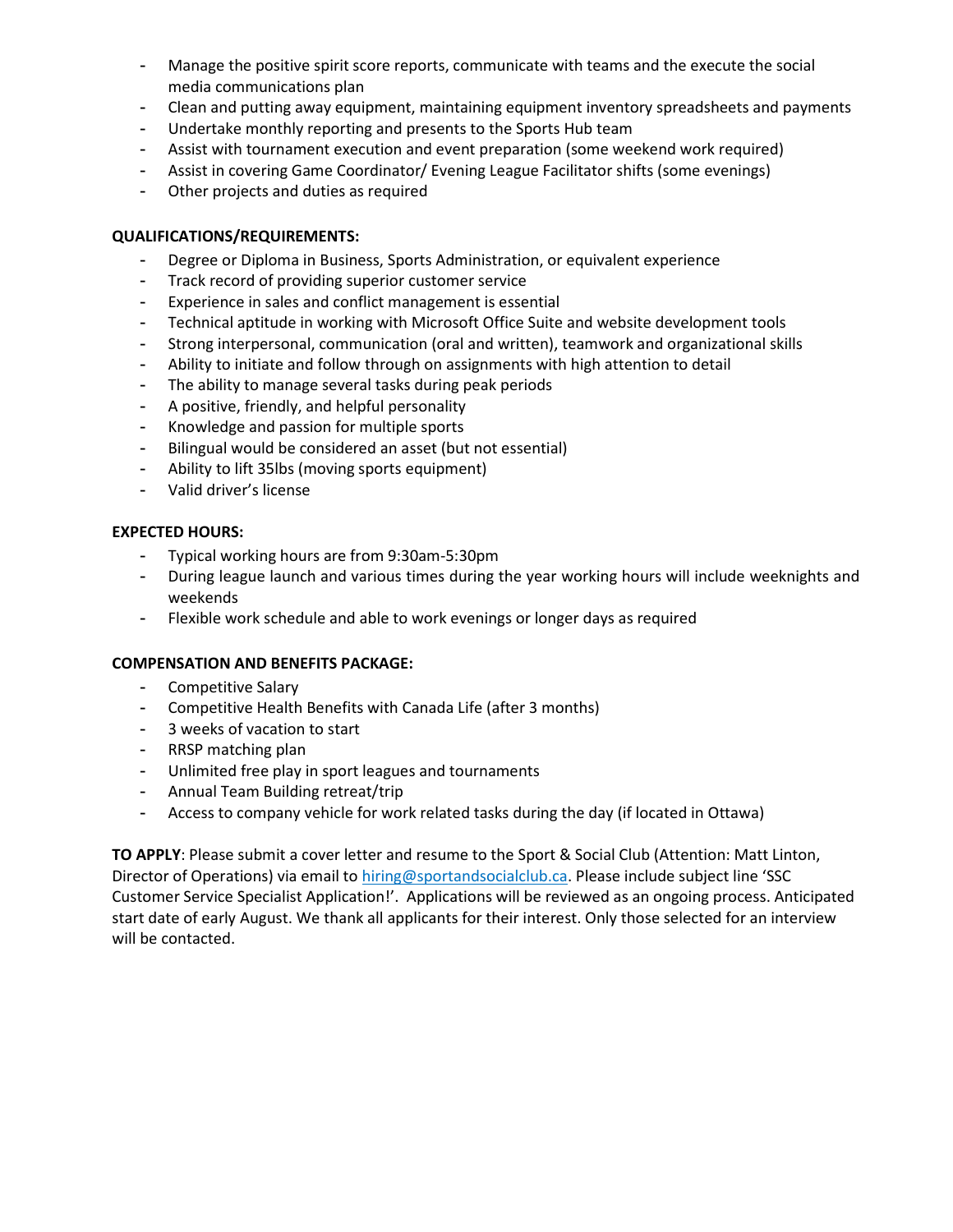- Manage the positive spirit score reports, communicate with teams and the execute the social media communications plan
- Clean and putting away equipment, maintaining equipment inventory spreadsheets and payments
- Undertake monthly reporting and presents to the Sports Hub team
- Assist with tournament execution and event preparation (some weekend work required)
- Assist in covering Game Coordinator/ Evening League Facilitator shifts (some evenings)
- Other projects and duties as required

**QUALIFICATIONS/REQUIREMENTS:**

- Degree or Diploma in Business, Sports Administration, or equivalent experience
- Track record of providing superior customer service
- Experience in sales and conflict management is essential
- Technical aptitude in working with Microsoft Office Suite and website development tools
- Strong interpersonal, communication (oral and written), teamwork and organizational skills
- Ability to initiate and follow through on assignments with high attention to detail
- The ability to manage several tasks during peak periods
- A positive, friendly, and helpful personality
- Knowledge and passion for multiple sports
- Bilingual would be considered an asset (but not essential)
- Ability to lift 35lbs (moving sports equipment)
- Valid driver's license

**EXPECTED HOURS:**

- Typical working hours are from 9:30am-5:30pm
- During league launch and various times during the year working hours will include weeknights and weekends
- Flexible work schedule and able to work evenings or longer days as required

**COMPENSATION AND BENEFITS PACKAGE:**

- Competitive Salary
- Competitive Health Benefits with Canada Life (after 3 months)
- 3 weeks of vacation to start
- RRSP matching plan
- Unlimited free play in sport leagues and tournaments
- Annual Team Building retreat/trip
- Access to company vehicle for work related tasks during the day (if located in Ottawa)

**TO APPLY**: Please submit a cover letter and resume to the Sport & Social Club (Attention: Matt Linton, Director of Operations) via email to hiring@sportandsocialclub.ca. Please include subject line 'SSC Customer Service Specialist Application!'. Applications will be reviewed as an ongoing process. Anticipated start date of early August. We thank all applicants for their interest. Only those selected for an interview will be contacted.